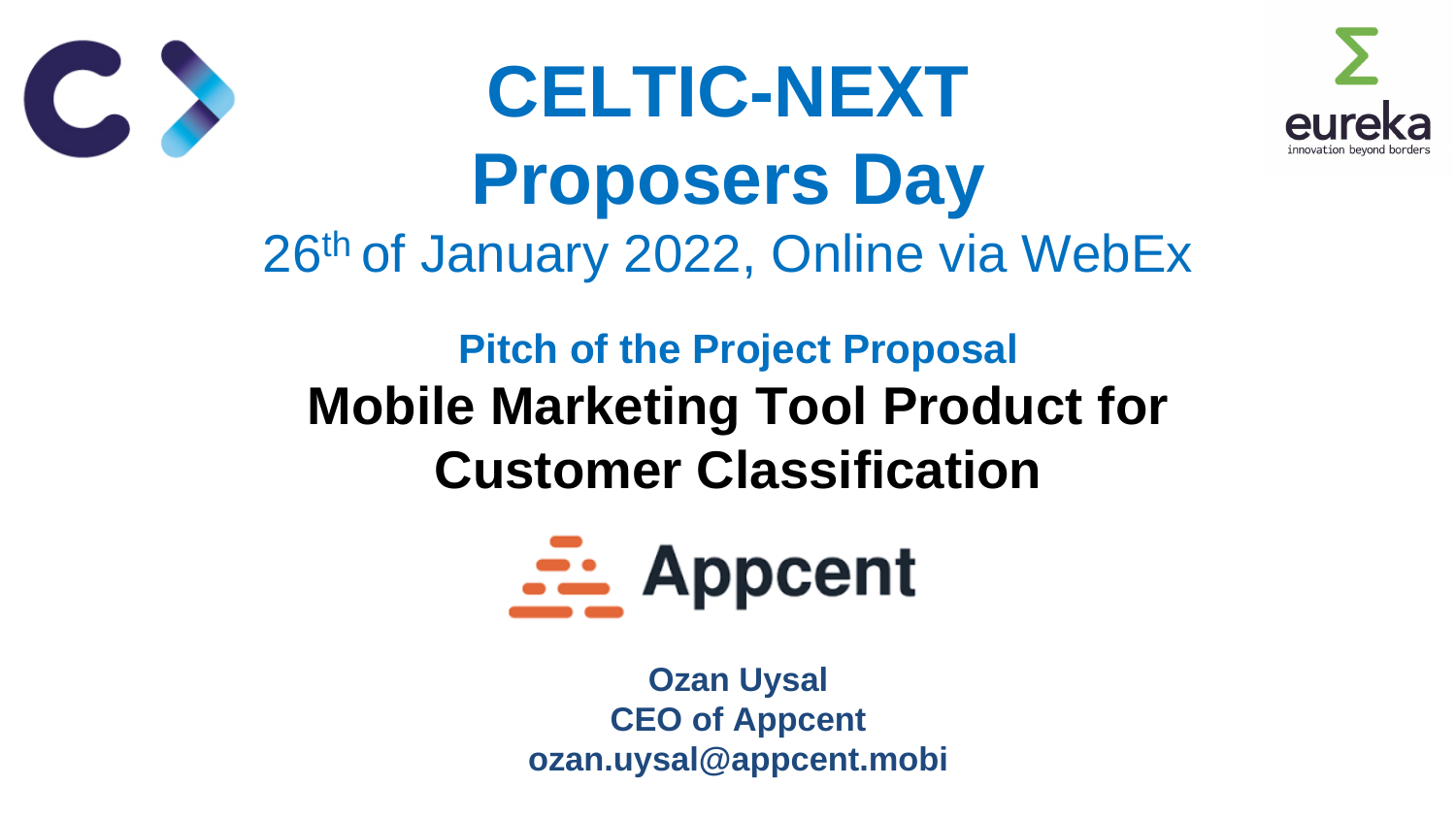# CELTIC-NEXT Proposers Day

26th of January 2022, Online via WebEx

## Pitch of the Project Proposal

## Mobile Marketing Tool Product for Customer Classification

Appcent

**Ozan Uysal**
**CEO of Appcent**
**ozan.uysal@appcent.mobi**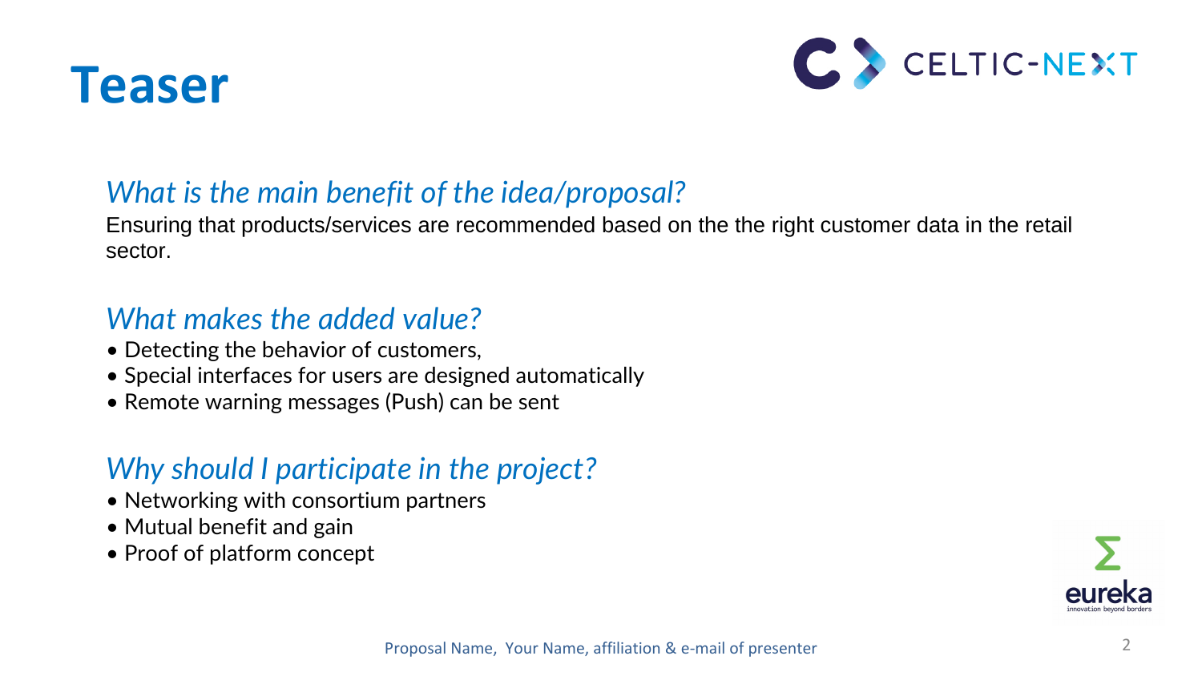# Teaser

## *What is the main benefit of the idea/proposal?*

Ensuring that products/services are recommended based on the the right customer data in the retail sector.

## *What makes the added value?*

- Detecting the behavior of customers,
- Special interfaces for users are designed automatically
- Remote warning messages (Push) can be sent

## *Why should I participate in the project?*

- Networking with consortium partners
- Mutual benefit and gain
- Proof of platform concept

Proposal Name, Your Name, affiliation & e-mail of presenter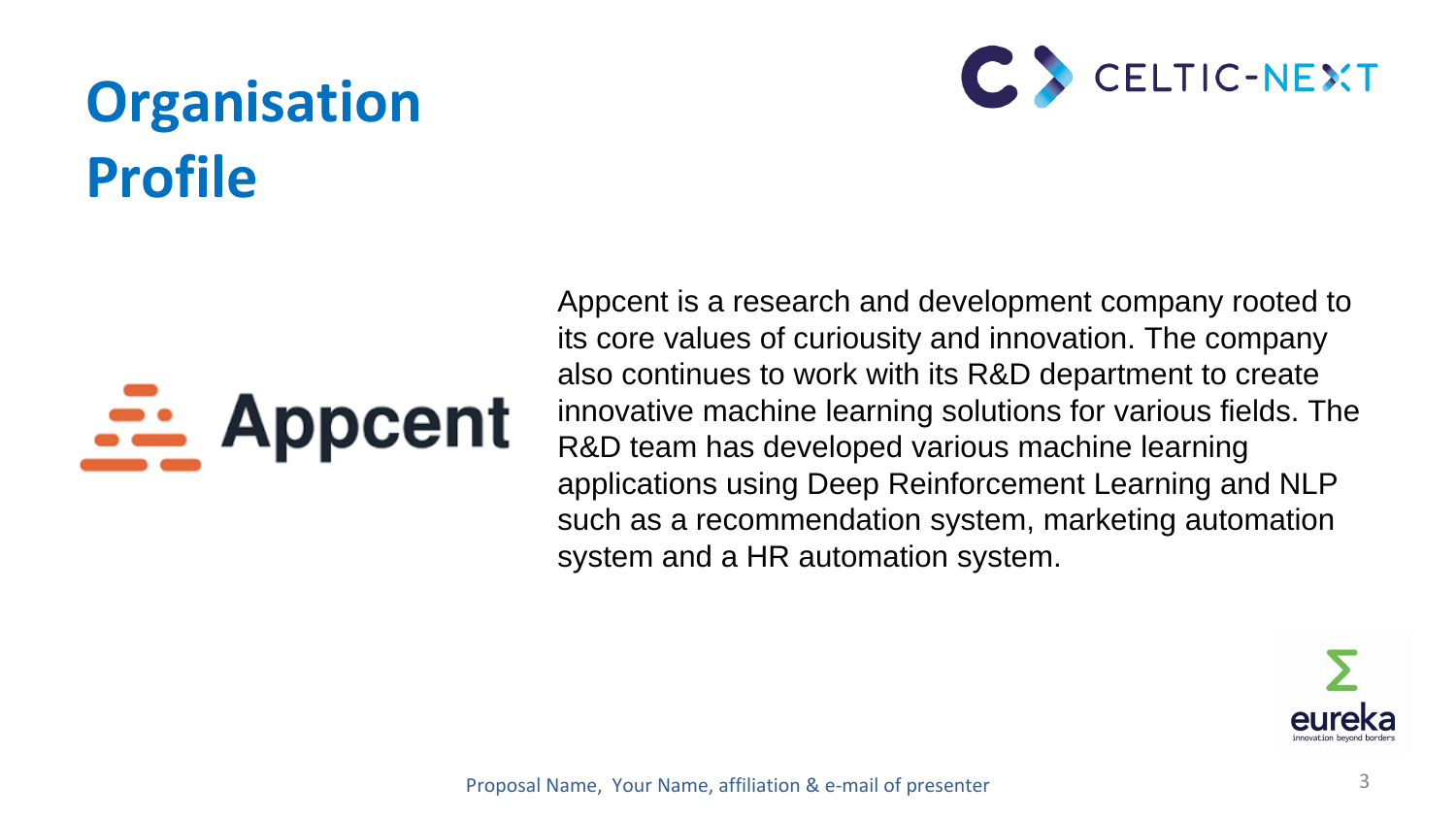# Organisation Profile

Appcent

Appcent is a research and development company rooted to its core values of curiousity and innovation. The company also continues to work with its R&D department to create innovative machine learning solutions for various fields. The R&D team has developed various machine learning applications using Deep Reinforcement Learning and NLP such as a recommendation system, marketing automation system and a HR automation system.

Proposal Name, Your Name, affiliation & e-mail of presenter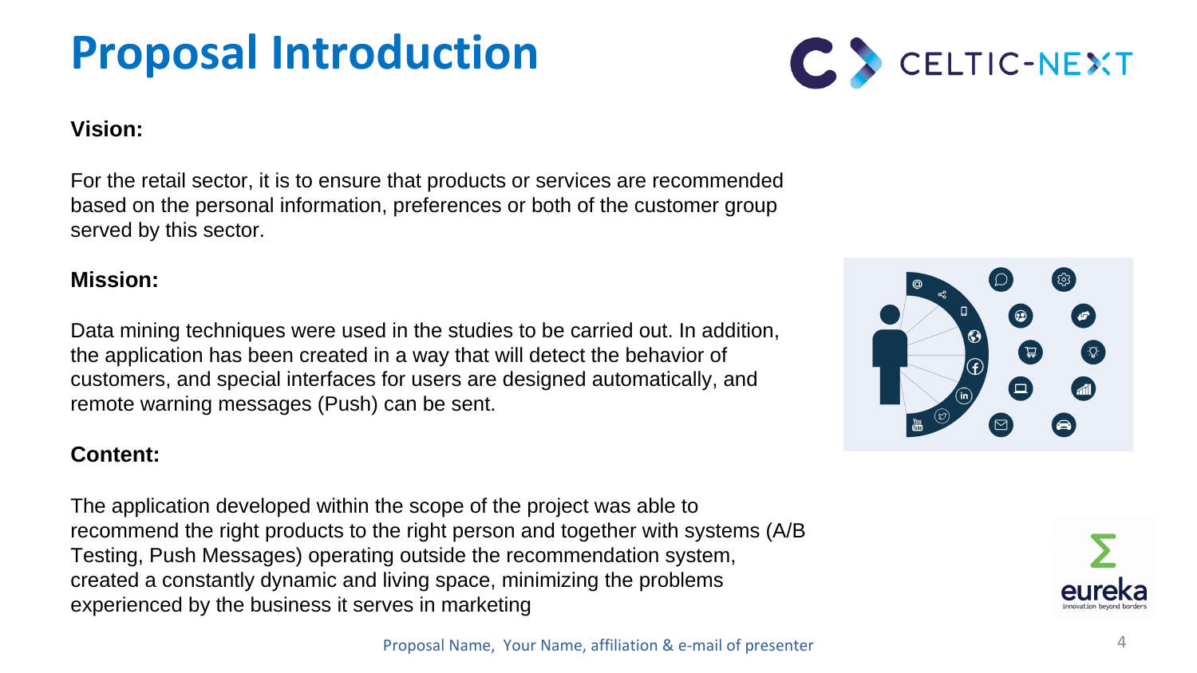# Proposal Introduction

**Vision:**

For the retail sector, it is to ensure that products or services are recommended based on the personal information, preferences or both of the customer group served by this sector.

**Mission:**

Data mining techniques were used in the studies to be carried out. In addition, the application has been created in a way that will detect the behavior of customers, and special interfaces for users are designed automatically, and remote warning messages (Push) can be sent.

**Content:**

The application developed within the scope of the project was able to recommend the right products to the right person and together with systems (A/B Testing, Push Messages) operating outside the recommendation system, created a constantly dynamic and living space, minimizing the problems experienced by the business it serves in marketing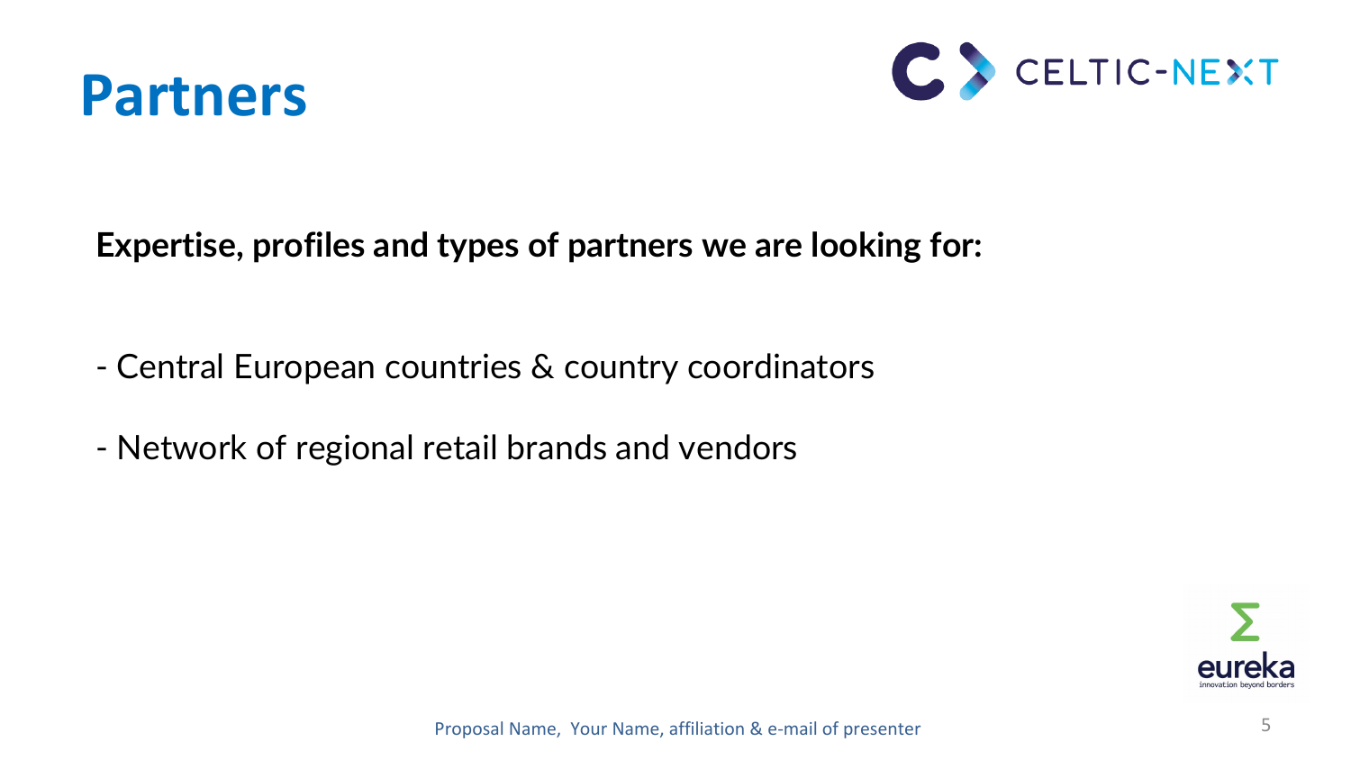# Partners

**Expertise, profiles and types of partners we are looking for:**

- Central European countries & country coordinators
- Network of regional retail brands and vendors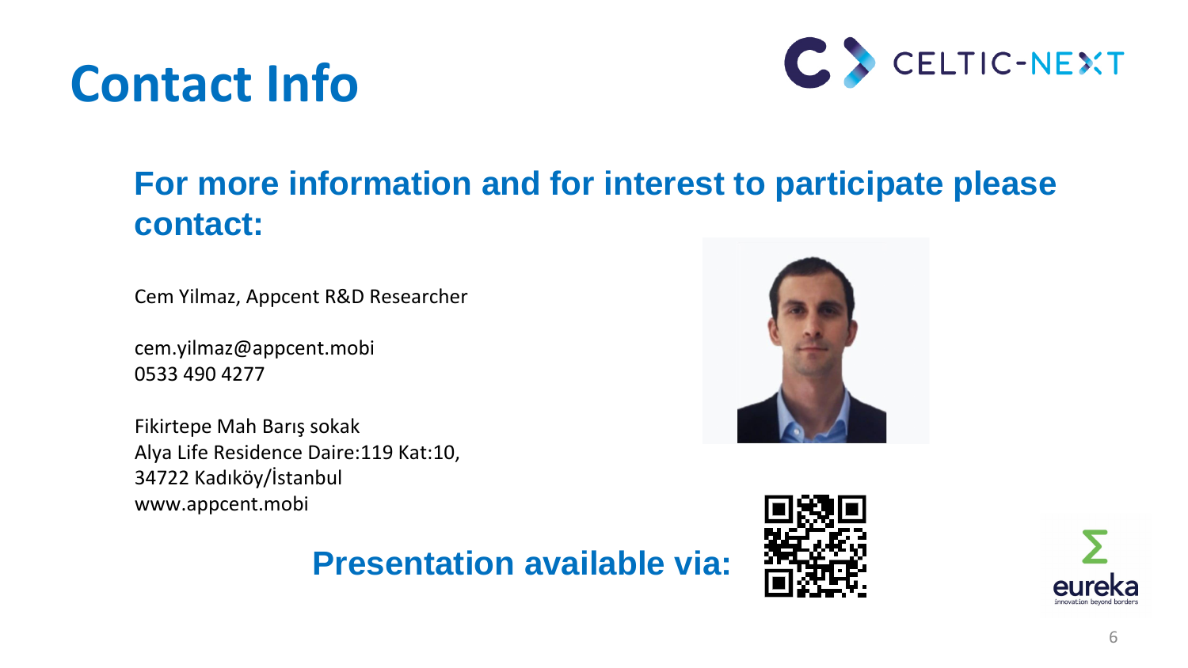# Contact Info

## For more information and for interest to participate please contact:

Cem Yilmaz, Appcent R&D Researcher

cem.yilmaz@appcent.mobi
0533 490 4277

Fikirtepe Mah Barış sokak
Alya Life Residence Daire:119 Kat:10,
34722 Kadıköy/İstanbul
www.appcent.mobi

**Presentation available via:**